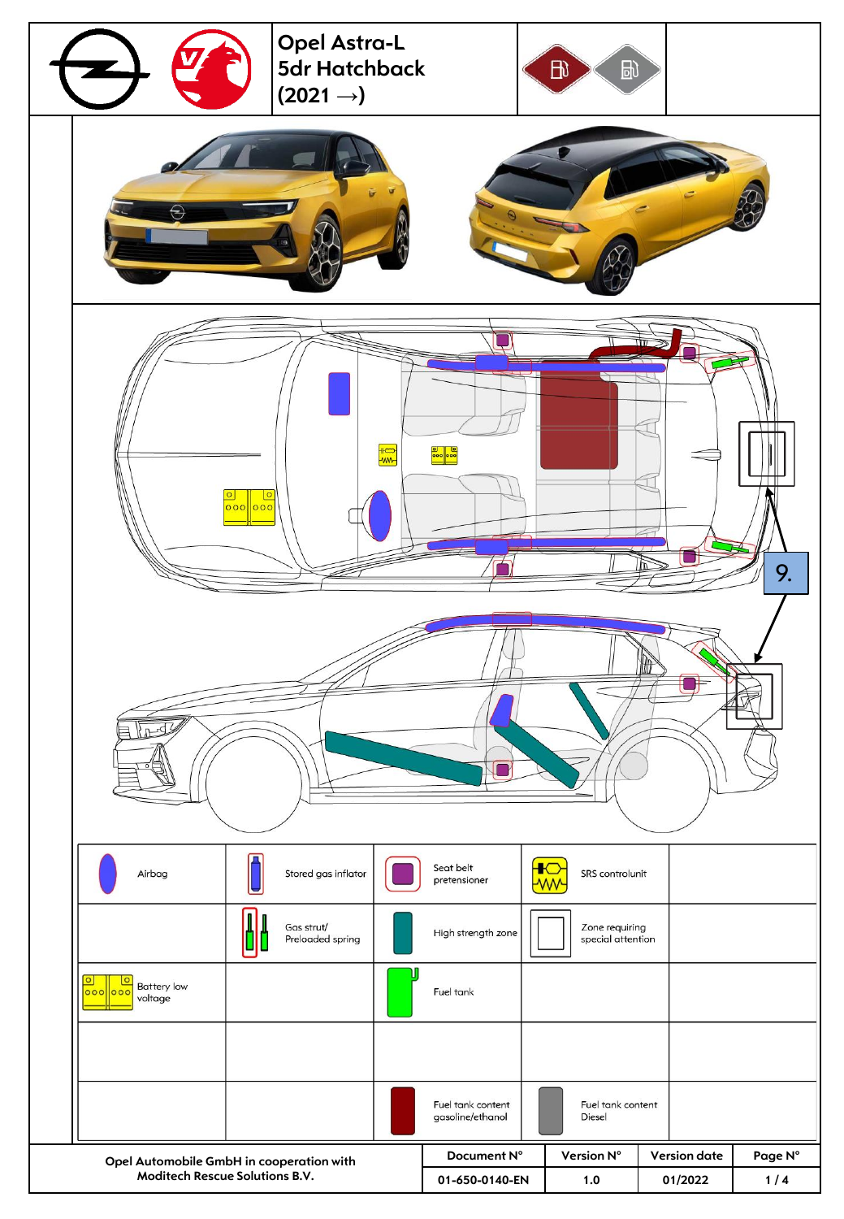# Opel Astra-L 5dr Hatchback (2021 →)

9.

| | | | | | | | |
|---|---|---|---|---|---|---|---|
| Airbag | | Stored gas inflator | | Seat belt pretensioner | | SRS controlunit | |
| | | Gas strut/ Preloaded spring | | High strength zone | | Zone requiring special attention | |
| Battery low voltage | | | | Fuel tank | | | |
| | | | | | | | |
| | | | | Fuel tank content gasoline/ethanol | | Fuel tank content Diesel | |

Opel Automobile GmbH in cooperation with Moditech Rescue Solutions B.V.

| Document N° | Version N° | Version date | Page N° |
|---|---|---|---|
| 01-650-0140-EN | 1.0 | 01/2022 | 1 / 4 |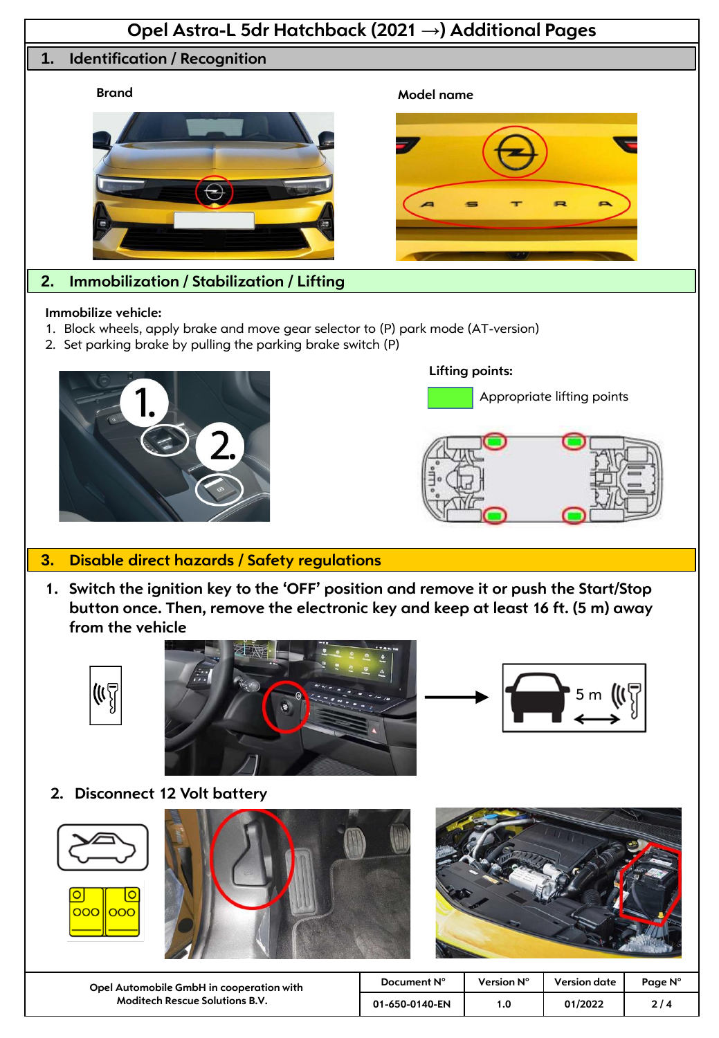# Opel Astra-L 5dr Hatchback (2021 →) Additional Pages

## 1. Identification / Recognition

Brand

Model name

## 2. Immobilization / Stabilization / Lifting

**Immobilize vehicle:**

1. Block wheels, apply brake and move gear selector to (P) park mode (AT-version)
2. Set parking brake by pulling the parking brake switch (P)

**Lifting points:**

Appropriate lifting points

## 3. Disable direct hazards / Safety regulations

1. **Switch the ignition key to the 'OFF' position and remove it or push the Start/Stop button once. Then, remove the electronic key and keep at least 16 ft. (5 m) away from the vehicle**

5 m

2. **Disconnect 12 Volt battery**

| Opel Automobile GmbH in cooperation with Moditech Rescue Solutions B.V. | Document N° | Version N° | Version date | Page N° |
|---|---|---|---|---|
| | 01-650-0140-EN | 1.0 | 01/2022 | 2 / 4 |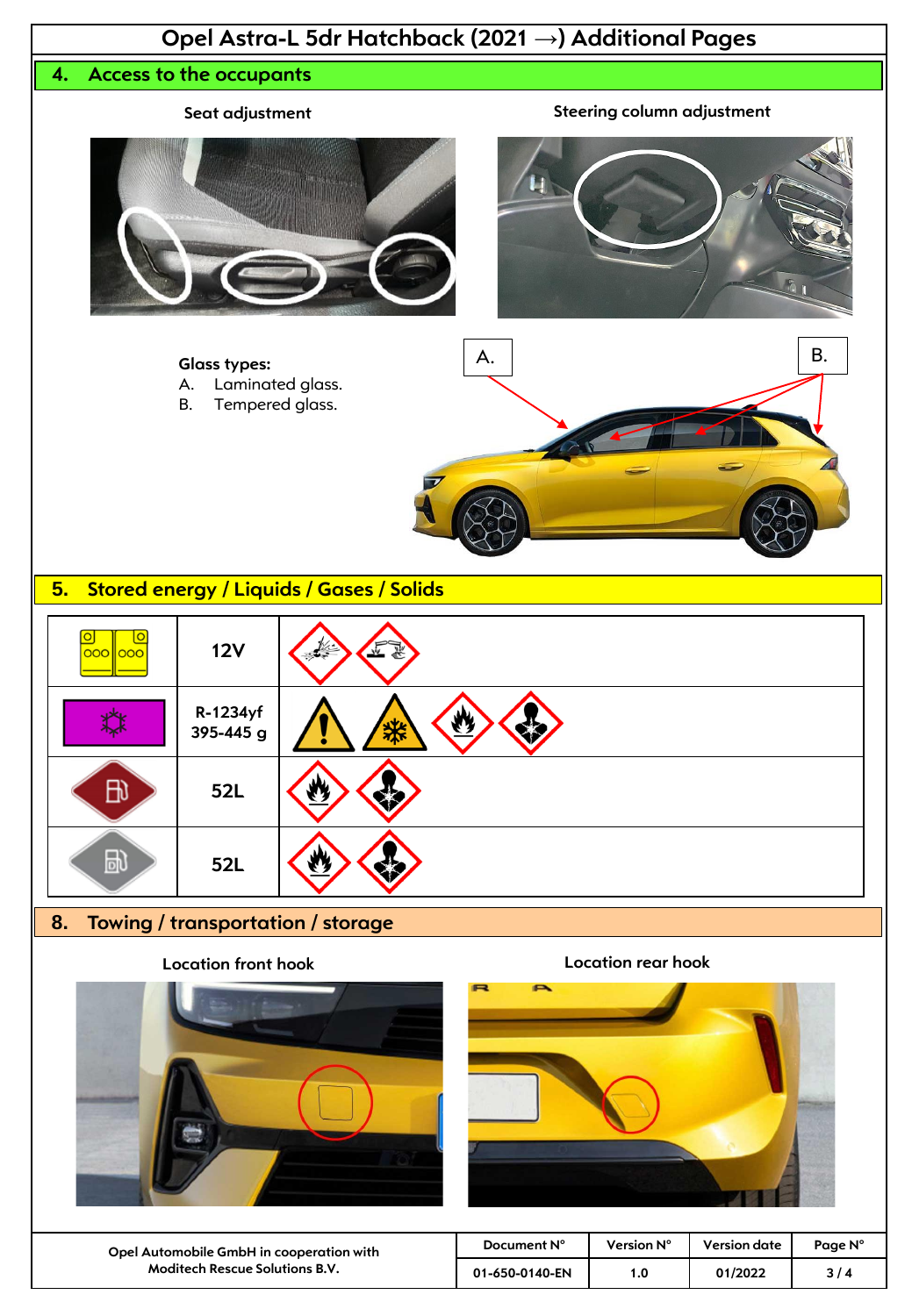# Opel Astra-L 5dr Hatchback (2021 →) Additional Pages

## 4. Access to the occupants

Seat adjustment

Steering column adjustment

**Glass types:**

A. Laminated glass.
B. Tempered glass.

A.

B.

## 5. Stored energy / Liquids / Gases / Solids

| | | |
|---|---|---|
| | 12V | |
| | R-1234yf 395-445 g | |
| | 52L | |
| | 52L | |

## 8. Towing / transportation / storage

Location front hook

Location rear hook

| Opel Automobile GmbH in cooperation with Moditech Rescue Solutions B.V. | Document N° | Version N° | Version date |
|---|---|---|---|
| | 01-650-0140-EN | 1.0 | 01/2022 |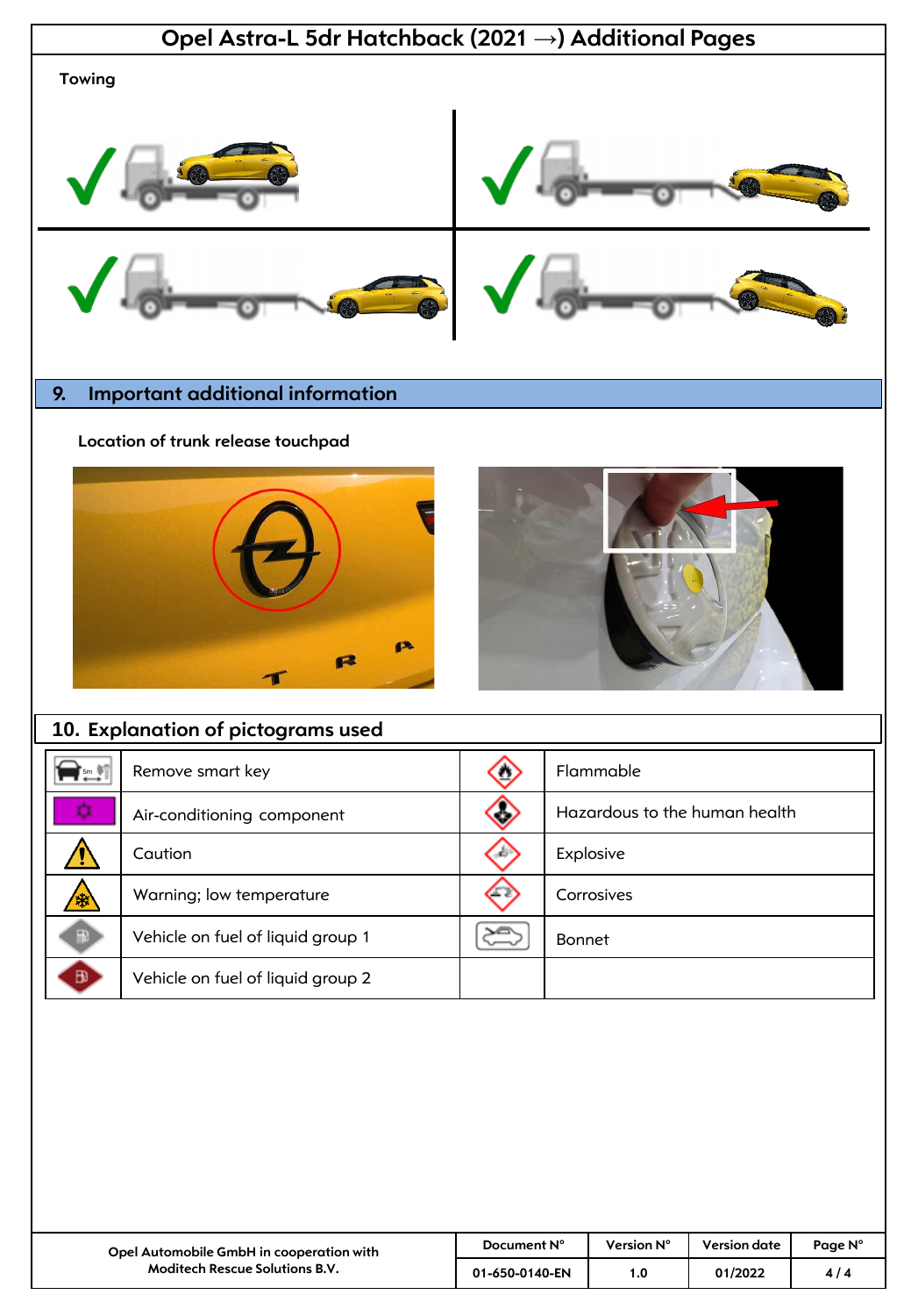Towing

## 9. Important additional information

Location of trunk release touchpad

## 10. Explanation of pictograms used

| | | | |
|---|---|---|---|
| | Remove smart key | | Flammable |
| | Air-conditioning component | | Hazardous to the human health |
| | Caution | | Explosive |
| | Warning; low temperature | | Corrosives |
| | Vehicle on fuel of liquid group 1 | | Bonnet |
| | Vehicle on fuel of liquid group 2 | | |